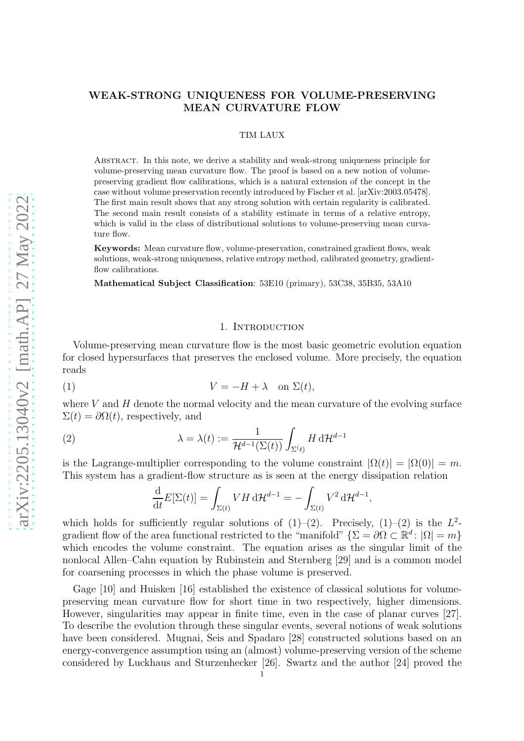# WEAK-STRONG UNIQUENESS FOR VOLUME-PRESERVING MEAN CURVATURE FLOW

TIM LAUX

Abstract. In this note, we derive a stability and weak-strong uniqueness principle for volume-preserving mean curvature flow. The proof is based on a new notion of volume-preserving gradient flow calibrations, which is a natural extension of the concept in the case without volume preservation recently introduced by Fischer et al. [arXiv:2003.05478]. The first main result shows that any strong solution with certain regularity is calibrated. The second main result consists of a stability estimate in terms of a relative entropy, which is valid in the class of distributional solutions to volume-preserving mean curvature flow.

**Keywords:** Mean curvature flow, volume-preservation, constrained gradient flows, weak solutions, weak-strong uniqueness, relative entropy method, calibrated geometry, gradient-flow calibrations.

**Mathematical Subject Classification**: 53E10 (primary), 53C38, 35B35, 53A10

## 1. Introduction

Volume-preserving mean curvature flow is the most basic geometric evolution equation for closed hypersurfaces that preserves the enclosed volume. More precisely, the equation reads

$$V = -H + \lambda \quad \text{on } \Sigma(t), \tag{1}$$

where $V$ and $H$ denote the normal velocity and the mean curvature of the evolving surface $\Sigma(t) = \partial\Omega(t)$, respectively, and

$$\lambda = \lambda(t) := \frac{1}{\mathcal{H}^{d-1}(\Sigma(t))} \int_{\Sigma(t)} H \,\mathrm{d}\mathcal{H}^{d-1} \tag{2}$$

is the Lagrange-multiplier corresponding to the volume constraint $|\Omega(t)| = |\Omega(0)| = m$. This system has a gradient-flow structure as is seen at the energy dissipation relation

$$\frac{\mathrm{d}}{\mathrm{d}t} E[\Sigma(t)] = \int_{\Sigma(t)} VH \,\mathrm{d}\mathcal{H}^{d-1} = -\int_{\Sigma(t)} V^2 \,\mathrm{d}\mathcal{H}^{d-1},$$

which holds for sufficiently regular solutions of (1)–(2). Precisely, (1)–(2) is the $L^2$-gradient flow of the area functional restricted to the "manifold" $\{\Sigma = \partial\Omega \subset \mathbb{R}^d \colon |\Omega| = m\}$ which encodes the volume constraint. The equation arises as the singular limit of the nonlocal Allen–Cahn equation by Rubinstein and Sternberg [29] and is a common model for coarsening processes in which the phase volume is preserved.

Gage [10] and Huisken [16] established the existence of classical solutions for volume-preserving mean curvature flow for short time in two respectively, higher dimensions. However, singularities may appear in finite time, even in the case of planar curves [27]. To describe the evolution through these singular events, several notions of weak solutions have been considered. Mugnai, Seis and Spadaro [28] constructed solutions based on an energy-convergence assumption using an (almost) volume-preserving version of the scheme considered by Luckhaus and Sturzenhecker [26]. Swartz and the author [24] proved the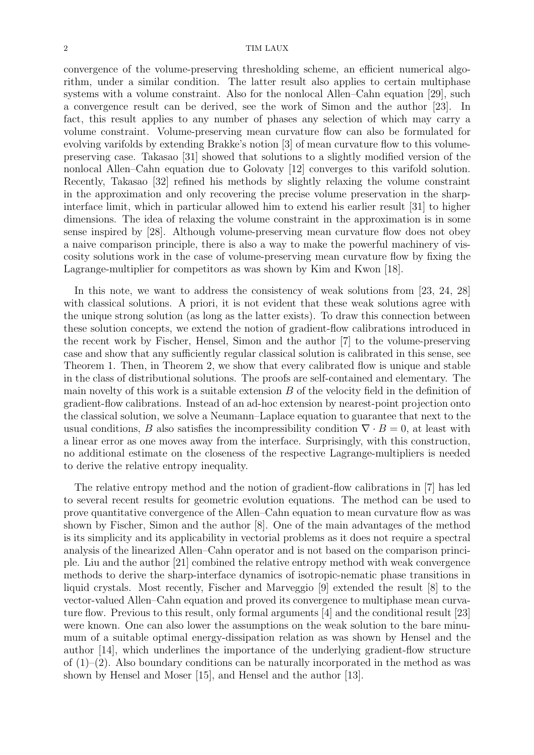convergence of the volume-preserving thresholding scheme, an efficient numerical algorithm, under a similar condition. The latter result also applies to certain multiphase systems with a volume constraint. Also for the nonlocal Allen–Cahn equation [29], such a convergence result can be derived, see the work of Simon and the author [23]. In fact, this result applies to any number of phases any selection of which may carry a volume constraint. Volume-preserving mean curvature flow can also be formulated for evolving varifolds by extending Brakke's notion [3] of mean curvature flow to this volume-preserving case. Takasao [31] showed that solutions to a slightly modified version of the nonlocal Allen–Cahn equation due to Golovaty [12] converges to this varifold solution. Recently, Takasao [32] refined his methods by slightly relaxing the volume constraint in the approximation and only recovering the precise volume preservation in the sharp-interface limit, which in particular allowed him to extend his earlier result [31] to higher dimensions. The idea of relaxing the volume constraint in the approximation is in some sense inspired by [28]. Although volume-preserving mean curvature flow does not obey a naive comparison principle, there is also a way to make the powerful machinery of viscosity solutions work in the case of volume-preserving mean curvature flow by fixing the Lagrange-multiplier for competitors as was shown by Kim and Kwon [18].

In this note, we want to address the consistency of weak solutions from [23, 24, 28] with classical solutions. A priori, it is not evident that these weak solutions agree with the unique strong solution (as long as the latter exists). To draw this connection between these solution concepts, we extend the notion of gradient-flow calibrations introduced in the recent work by Fischer, Hensel, Simon and the author [7] to the volume-preserving case and show that any sufficiently regular classical solution is calibrated in this sense, see Theorem 1. Then, in Theorem 2, we show that every calibrated flow is unique and stable in the class of distributional solutions. The proofs are self-contained and elementary. The main novelty of this work is a suitable extension $B$ of the velocity field in the definition of gradient-flow calibrations. Instead of an ad-hoc extension by nearest-point projection onto the classical solution, we solve a Neumann–Laplace equation to guarantee that next to the usual conditions, $B$ also satisfies the incompressibility condition $\nabla \cdot B = 0$, at least with a linear error as one moves away from the interface. Surprisingly, with this construction, no additional estimate on the closeness of the respective Lagrange-multipliers is needed to derive the relative entropy inequality.

The relative entropy method and the notion of gradient-flow calibrations in [7] has led to several recent results for geometric evolution equations. The method can be used to prove quantitative convergence of the Allen–Cahn equation to mean curvature flow as was shown by Fischer, Simon and the author [8]. One of the main advantages of the method is its simplicity and its applicability in vectorial problems as it does not require a spectral analysis of the linearized Allen–Cahn operator and is not based on the comparison principle. Liu and the author [21] combined the relative entropy method with weak convergence methods to derive the sharp-interface dynamics of isotropic-nematic phase transitions in liquid crystals. Most recently, Fischer and Marveggio [9] extended the result [8] to the vector-valued Allen–Cahn equation and proved its convergence to multiphase mean curvature flow. Previous to this result, only formal arguments [4] and the conditional result [23] were known. One can also lower the assumptions on the weak solution to the bare minumum of a suitable optimal energy-dissipation relation as was shown by Hensel and the author [14], which underlines the importance of the underlying gradient-flow structure of (1)–(2). Also boundary conditions can be naturally incorporated in the method as was shown by Hensel and Moser [15], and Hensel and the author [13].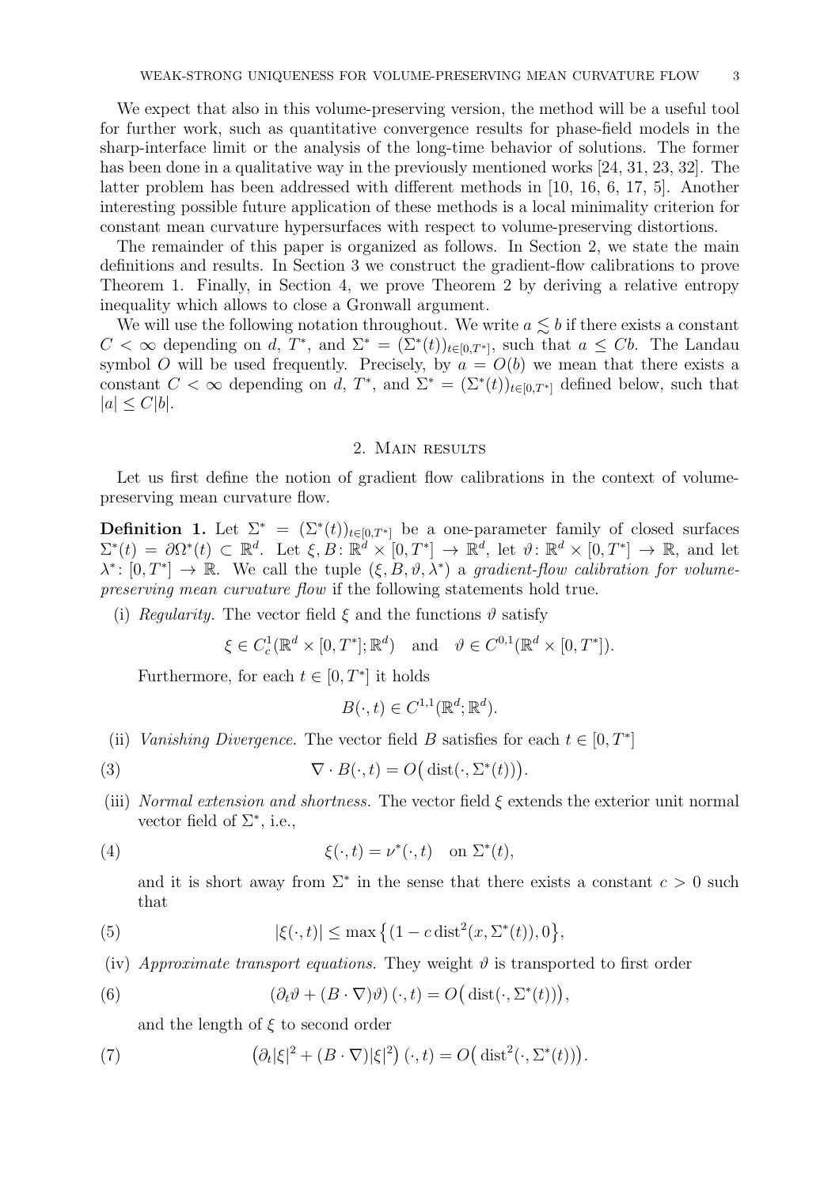We expect that also in this volume-preserving version, the method will be a useful tool for further work, such as quantitative convergence results for phase-field models in the sharp-interface limit or the analysis of the long-time behavior of solutions. The former has been done in a qualitative way in the previously mentioned works [24, 31, 23, 32]. The latter problem has been addressed with different methods in [10, 16, 6, 17, 5]. Another interesting possible future application of these methods is a local minimality criterion for constant mean curvature hypersurfaces with respect to volume-preserving distortions.

The remainder of this paper is organized as follows. In Section 2, we state the main definitions and results. In Section 3 we construct the gradient-flow calibrations to prove Theorem 1. Finally, in Section 4, we prove Theorem 2 by deriving a relative entropy inequality which allows to close a Gronwall argument.

We will use the following notation throughout. We write $a \lesssim b$ if there exists a constant $C < \infty$ depending on $d$, $T^*$, and $\Sigma^* = (\Sigma^*(t))_{t\in[0,T^*]}$, such that $a \leq Cb$. The Landau symbol $O$ will be used frequently. Precisely, by $a = O(b)$ we mean that there exists a constant $C < \infty$ depending on $d$, $T^*$, and $\Sigma^* = (\Sigma^*(t))_{t\in[0,T^*]}$ defined below, such that $|a| \leq C|b|$.

## 2. Main results

Let us first define the notion of gradient flow calibrations in the context of volume-preserving mean curvature flow.

**Definition 1.** Let $\Sigma^* = (\Sigma^*(t))_{t\in[0,T^*]}$ be a one-parameter family of closed surfaces $\Sigma^*(t) = \partial\Omega^*(t) \subset \mathbb{R}^d$. Let $\xi, B\colon \mathbb{R}^d \times [0,T^*] \to \mathbb{R}^d$, let $\vartheta\colon \mathbb{R}^d \times [0,T^*] \to \mathbb{R}$, and let $\lambda^*\colon [0,T^*] \to \mathbb{R}$. We call the tuple $(\xi, B, \vartheta, \lambda^*)$ a *gradient-flow calibration for volume-preserving mean curvature flow* if the following statements hold true.

(i) *Regularity.* The vector field $\xi$ and the functions $\vartheta$ satisfy

$$\xi \in C^1_c(\mathbb{R}^d \times [0,T^*];\mathbb{R}^d) \quad \text{and} \quad \vartheta \in C^{0,1}(\mathbb{R}^d \times [0,T^*]).$$

Furthermore, for each $t \in [0,T^*]$ it holds

$$B(\cdot,t) \in C^{1,1}(\mathbb{R}^d;\mathbb{R}^d).$$

(ii) *Vanishing Divergence.* The vector field $B$ satisfies for each $t \in [0,T^*]$

$$\nabla \cdot B(\cdot,t) = O\big(\operatorname{dist}(\cdot,\Sigma^*(t))\big). \tag{3}$$

(iii) *Normal extension and shortness.* The vector field $\xi$ extends the exterior unit normal vector field of $\Sigma^*$, i.e.,

$$\xi(\cdot,t) = \nu^*(\cdot,t) \quad \text{on } \Sigma^*(t), \tag{4}$$

and it is short away from $\Sigma^*$ in the sense that there exists a constant $c > 0$ such that

$$|\xi(\cdot,t)| \leq \max\big\{(1 - c\operatorname{dist}^2(x,\Sigma^*(t)),0\big\}, \tag{5}$$

(iv) *Approximate transport equations.* They weight $\vartheta$ is transported to first order

$$\left(\partial_t\vartheta + (B\cdot\nabla)\vartheta\right)(\cdot,t) = O\big(\operatorname{dist}(\cdot,\Sigma^*(t))\big), \tag{6}$$

and the length of $\xi$ to second order

$$\left(\partial_t|\xi|^2 + (B\cdot\nabla)|\xi|^2\right)(\cdot,t) = O\big(\operatorname{dist}^2(\cdot,\Sigma^*(t))\big). \tag{7}$$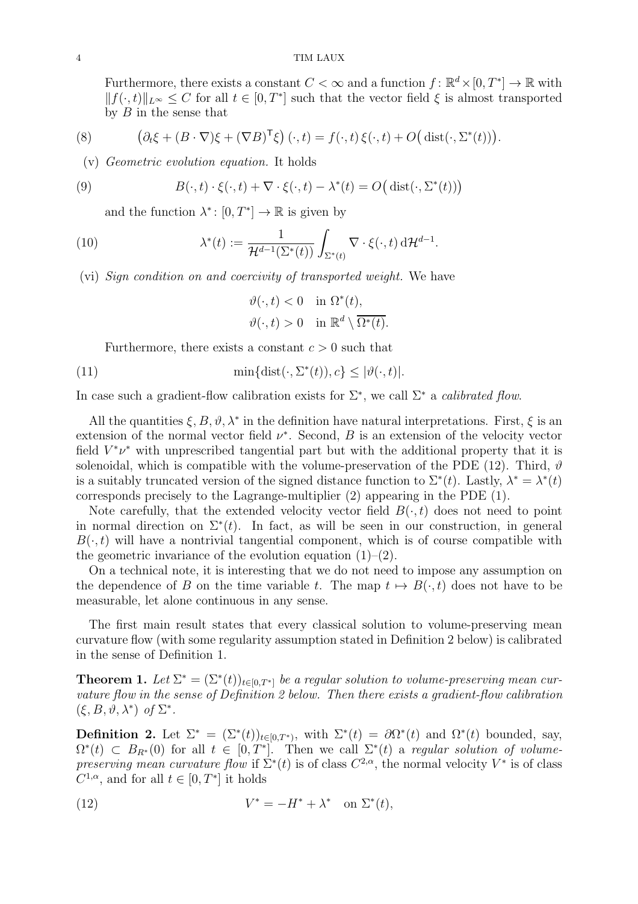Furthermore, there exists a constant $C < \infty$ and a function $f\colon \mathbb{R}^d \times [0,T^*] \to \mathbb{R}$ with $\|f(\cdot,t)\|_{L^\infty} \le C$ for all $t \in [0,T^*]$ such that the vector field $\xi$ is almost transported by $B$ in the sense that

$$\big(\partial_t \xi + (B\cdot\nabla)\xi + (\nabla B)^{\mathsf{T}}\xi\big)(\cdot,t) = f(\cdot,t)\,\xi(\cdot,t) + O\big(\operatorname{dist}(\cdot,\Sigma^*(t))\big). \tag{8}$$

(v) *Geometric evolution equation.* It holds

$$B(\cdot,t)\cdot\xi(\cdot,t) + \nabla\cdot\xi(\cdot,t) - \lambda^*(t) = O\big(\operatorname{dist}(\cdot,\Sigma^*(t))\big) \tag{9}$$

and the function $\lambda^*\colon [0,T^*] \to \mathbb{R}$ is given by

$$\lambda^*(t) := \frac{1}{\mathcal{H}^{d-1}(\Sigma^*(t))}\int_{\Sigma^*(t)} \nabla\cdot\xi(\cdot,t)\,\mathrm{d}\mathcal{H}^{d-1}. \tag{10}$$

(vi) *Sign condition on and coercivity of transported weight.* We have

$$\vartheta(\cdot,t) < 0 \quad \text{in } \Omega^*(t),$$
$$\vartheta(\cdot,t) > 0 \quad \text{in } \mathbb{R}^d \setminus \overline{\Omega^*(t)}.$$

Furthermore, there exists a constant $c > 0$ such that

$$\min\{\operatorname{dist}(\cdot,\Sigma^*(t)), c\} \le |\vartheta(\cdot,t)|. \tag{11}$$

In case such a gradient-flow calibration exists for $\Sigma^*$, we call $\Sigma^*$ a *calibrated flow*.

All the quantities $\xi, B, \vartheta, \lambda^*$ in the definition have natural interpretations. First, $\xi$ is an extension of the normal vector field $\nu^*$. Second, $B$ is an extension of the velocity vector field $V^*\nu^*$ with unprescribed tangential part but with the additional property that it is solenoidal, which is compatible with the volume-preservation of the PDE (12). Third, $\vartheta$ is a suitably truncated version of the signed distance function to $\Sigma^*(t)$. Lastly, $\lambda^* = \lambda^*(t)$ corresponds precisely to the Lagrange-multiplier (2) appearing in the PDE (1).

Note carefully, that the extended velocity vector field $B(\cdot,t)$ does not need to point in normal direction on $\Sigma^*(t)$. In fact, as will be seen in our construction, in general $B(\cdot,t)$ will have a nontrivial tangential component, which is of course compatible with the geometric invariance of the evolution equation (1)–(2).

On a technical note, it is interesting that we do not need to impose any assumption on the dependence of $B$ on the time variable $t$. The map $t \mapsto B(\cdot,t)$ does not have to be measurable, let alone continuous in any sense.

The first main result states that every classical solution to volume-preserving mean curvature flow (with some regularity assumption stated in Definition 2 below) is calibrated in the sense of Definition 1.

**Theorem 1.** *Let $\Sigma^* = (\Sigma^*(t))_{t\in[0,T^*]}$ be a regular solution to volume-preserving mean curvature flow in the sense of Definition 2 below. Then there exists a gradient-flow calibration $(\xi, B, \vartheta, \lambda^*)$ of $\Sigma^*$.*

**Definition 2.** Let $\Sigma^* = (\Sigma^*(t))_{t\in[0,T^*)}$, with $\Sigma^*(t) = \partial\Omega^*(t)$ and $\Omega^*(t)$ bounded, say, $\Omega^*(t) \subset B_{R^*}(0)$ for all $t \in [0,T^*]$. Then we call $\Sigma^*(t)$ a *regular solution of volume-preserving mean curvature flow* if $\Sigma^*(t)$ is of class $C^{2,\alpha}$, the normal velocity $V^*$ is of class $C^{1,\alpha}$, and for all $t \in [0,T^*]$ it holds

$$V^* = -H^* + \lambda^* \quad \text{on } \Sigma^*(t), \tag{12}$$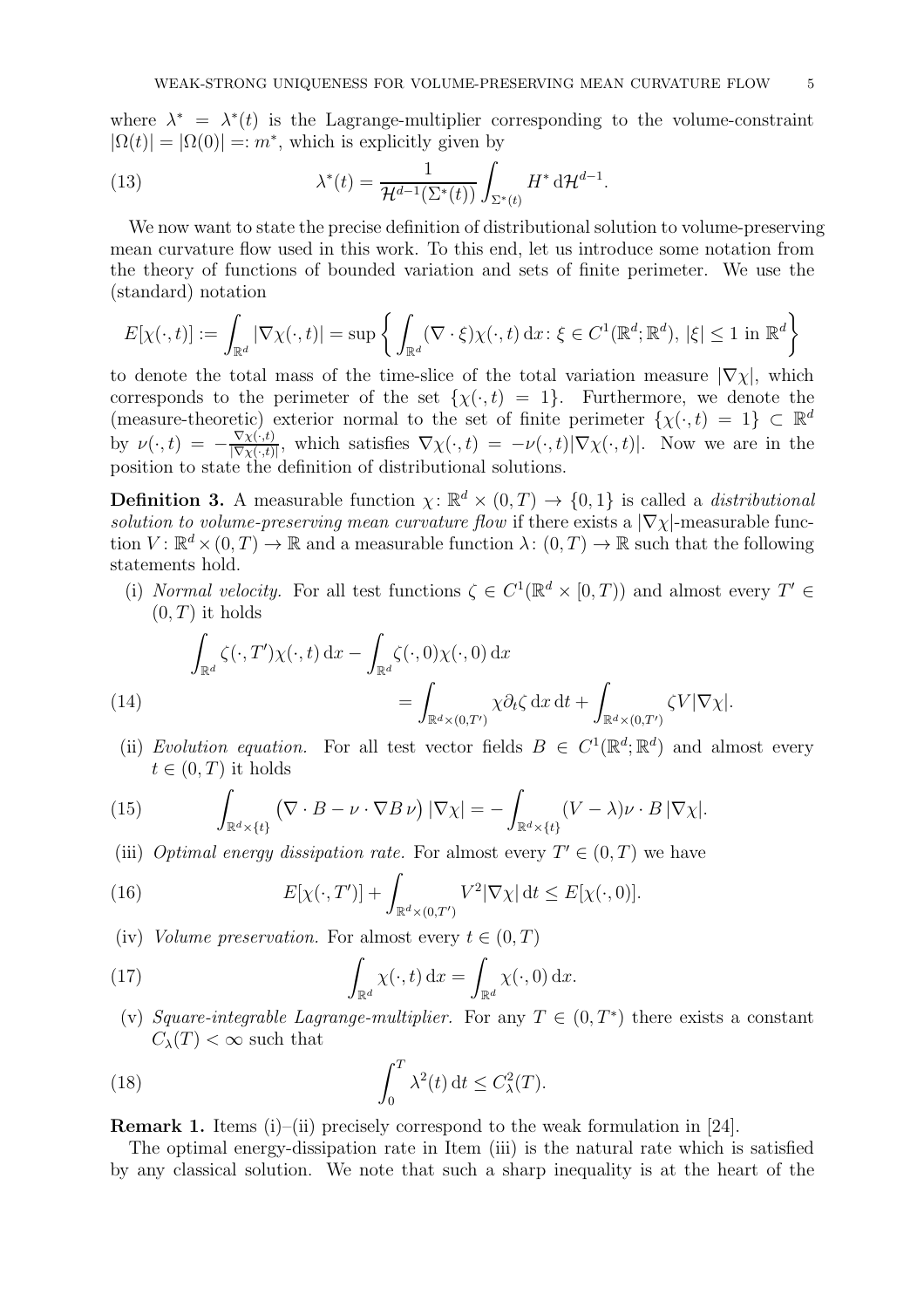where $\lambda^* = \lambda^*(t)$ is the Lagrange-multiplier corresponding to the volume-constraint $|\Omega(t)| = |\Omega(0)| =: m^*$, which is explicitly given by

$$\lambda^*(t) = \frac{1}{\mathcal{H}^{d-1}(\Sigma^*(t))} \int_{\Sigma^*(t)} H^* \,\mathrm{d}\mathcal{H}^{d-1}. \tag{13}$$

We now want to state the precise definition of distributional solution to volume-preserving mean curvature flow used in this work. To this end, let us introduce some notation from the theory of functions of bounded variation and sets of finite perimeter. We use the (standard) notation

$$E[\chi(\cdot,t)] := \int_{\mathbb{R}^d} |\nabla\chi(\cdot,t)| = \sup\left\{ \int_{\mathbb{R}^d} (\nabla\cdot\xi)\chi(\cdot,t)\,\mathrm{d}x \colon \xi \in C^1(\mathbb{R}^d;\mathbb{R}^d),\ |\xi| \le 1 \text{ in } \mathbb{R}^d \right\}$$

to denote the total mass of the time-slice of the total variation measure $|\nabla\chi|$, which corresponds to the perimeter of the set $\{\chi(\cdot,t) = 1\}$. Furthermore, we denote the (measure-theoretic) exterior normal to the set of finite perimeter $\{\chi(\cdot,t) = 1\} \subset \mathbb{R}^d$ by $\nu(\cdot,t) = -\frac{\nabla\chi(\cdot,t)}{|\nabla\chi(\cdot,t)|}$, which satisfies $\nabla\chi(\cdot,t) = -\nu(\cdot,t)|\nabla\chi(\cdot,t)|$. Now we are in the position to state the definition of distributional solutions.

**Definition 3.** A measurable function $\chi\colon \mathbb{R}^d \times (0,T) \to \{0,1\}$ is called a *distributional solution to volume-preserving mean curvature flow* if there exists a $|\nabla\chi|$-measurable function $V\colon \mathbb{R}^d \times (0,T) \to \mathbb{R}$ and a measurable function $\lambda\colon (0,T) \to \mathbb{R}$ such that the following statements hold.

(i) *Normal velocity.* For all test functions $\zeta \in C^1(\mathbb{R}^d \times [0,T))$ and almost every $T' \in (0,T)$ it holds

$$\begin{aligned} \int_{\mathbb{R}^d} \zeta(\cdot,T')\chi(\cdot,t)\,\mathrm{d}x - \int_{\mathbb{R}^d} \zeta(\cdot,0)\chi(\cdot,0)\,\mathrm{d}x \\ = \int_{\mathbb{R}^d\times(0,T')} \chi\partial_t\zeta\,\mathrm{d}x\,\mathrm{d}t + \int_{\mathbb{R}^d\times(0,T')} \zeta V|\nabla\chi|. \end{aligned} \tag{14}$$

(ii) *Evolution equation.* For all test vector fields $B \in C^1(\mathbb{R}^d;\mathbb{R}^d)$ and almost every $t \in (0,T)$ it holds

$$\int_{\mathbb{R}^d\times\{t\}} \big(\nabla\cdot B - \nu\cdot\nabla B\,\nu\big)\,|\nabla\chi| = -\int_{\mathbb{R}^d\times\{t\}} (V-\lambda)\nu\cdot B\,|\nabla\chi|. \tag{15}$$

(iii) *Optimal energy dissipation rate.* For almost every $T' \in (0,T)$ we have

$$E[\chi(\cdot,T')] + \int_{\mathbb{R}^d\times(0,T')} V^2|\nabla\chi|\,\mathrm{d}t \le E[\chi(\cdot,0)]. \tag{16}$$

(iv) *Volume preservation.* For almost every $t \in (0,T)$

$$\int_{\mathbb{R}^d} \chi(\cdot,t)\,\mathrm{d}x = \int_{\mathbb{R}^d} \chi(\cdot,0)\,\mathrm{d}x. \tag{17}$$

(v) *Square-integrable Lagrange-multiplier.* For any $T \in (0,T^*)$ there exists a constant $C_\lambda(T) < \infty$ such that

$$\int_0^T \lambda^2(t)\,\mathrm{d}t \le C_\lambda^2(T). \tag{18}$$

**Remark 1.** Items (i)–(ii) precisely correspond to the weak formulation in [24].

The optimal energy-dissipation rate in Item (iii) is the natural rate which is satisfied by any classical solution. We note that such a sharp inequality is at the heart of the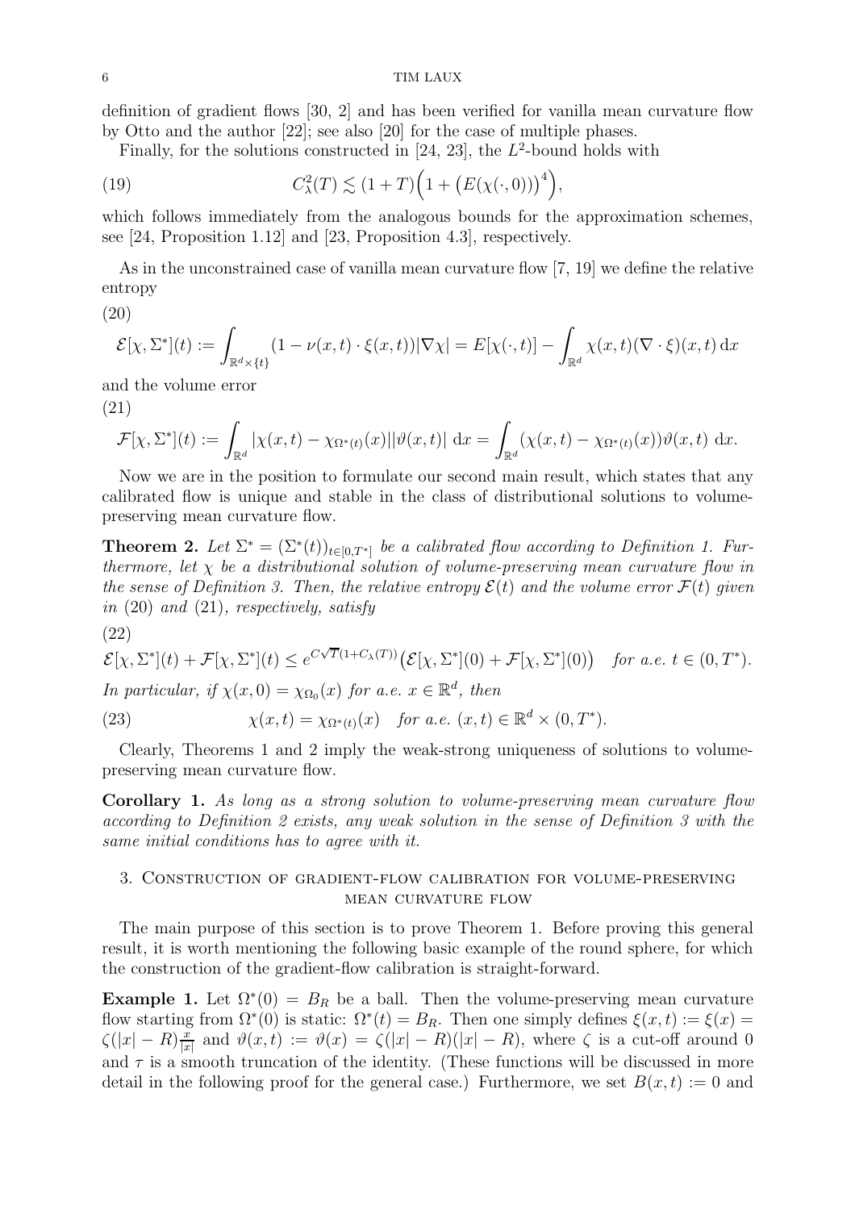definition of gradient flows [30, 2] and has been verified for vanilla mean curvature flow by Otto and the author [22]; see also [20] for the case of multiple phases.

Finally, for the solutions constructed in [24, 23], the $L^2$-bound holds with

$$
C_\lambda^2(T) \lesssim (1+T)\Big(1 + \big(E(\chi(\cdot,0))\big)^4\Big), \tag{19}
$$

which follows immediately from the analogous bounds for the approximation schemes, see [24, Proposition 1.12] and [23, Proposition 4.3], respectively.

As in the unconstrained case of vanilla mean curvature flow [7, 19] we define the relative entropy

$$
\mathcal{E}[\chi,\Sigma^*](t) := \int_{\mathbb{R}^d\times\{t\}} (1-\nu(x,t)\cdot\xi(x,t))|\nabla\chi| = E[\chi(\cdot,t)] - \int_{\mathbb{R}^d} \chi(x,t)(\nabla\cdot\xi)(x,t)\,\mathrm{d}x \tag{20}
$$

and the volume error

$$
\mathcal{F}[\chi,\Sigma^*](t) := \int_{\mathbb{R}^d} |\chi(x,t)-\chi_{\Omega^*(t)}(x)||\vartheta(x,t)|\,\mathrm{d}x = \int_{\mathbb{R}^d} (\chi(x,t)-\chi_{\Omega^*(t)}(x))\vartheta(x,t)\,\mathrm{d}x. \tag{21}
$$

Now we are in the position to formulate our second main result, which states that any calibrated flow is unique and stable in the class of distributional solutions to volume-preserving mean curvature flow.

**Theorem 2.** *Let $\Sigma^* = (\Sigma^*(t))_{t\in[0,T^*]}$ be a calibrated flow according to Definition 1. Furthermore, let $\chi$ be a distributional solution of volume-preserving mean curvature flow in the sense of Definition 3. Then, the relative entropy $\mathcal{E}(t)$ and the volume error $\mathcal{F}(t)$ given in* (20) *and* (21)*, respectively, satisfy*

$$
\mathcal{E}[\chi,\Sigma^*](t) + \mathcal{F}[\chi,\Sigma^*](t) \le e^{C\sqrt{T}(1+C_\lambda(T))}\big(\mathcal{E}[\chi,\Sigma^*](0)+\mathcal{F}[\chi,\Sigma^*](0)\big) \quad \text{for a.e. } t\in(0,T^*). \tag{22}
$$

*In particular, if $\chi(x,0)=\chi_{\Omega_0}(x)$ for a.e. $x\in\mathbb{R}^d$, then*

$$
\chi(x,t) = \chi_{\Omega^*(t)}(x) \quad \text{for a.e. } (x,t)\in\mathbb{R}^d\times(0,T^*). \tag{23}
$$

Clearly, Theorems 1 and 2 imply the weak-strong uniqueness of solutions to volume-preserving mean curvature flow.

**Corollary 1.** *As long as a strong solution to volume-preserving mean curvature flow according to Definition 2 exists, any weak solution in the sense of Definition 3 with the same initial conditions has to agree with it.*

## 3. Construction of gradient-flow calibration for volume-preserving mean curvature flow

The main purpose of this section is to prove Theorem 1. Before proving this general result, it is worth mentioning the following basic example of the round sphere, for which the construction of the gradient-flow calibration is straight-forward.

**Example 1.** Let $\Omega^*(0) = B_R$ be a ball. Then the volume-preserving mean curvature flow starting from $\Omega^*(0)$ is static: $\Omega^*(t) = B_R$. Then one simply defines $\xi(x,t) := \xi(x) = \zeta(|x|-R)\frac{x}{|x|}$ and $\vartheta(x,t) := \vartheta(x) = \zeta(|x|-R)(|x|-R)$, where $\zeta$ is a cut-off around 0 and $\tau$ is a smooth truncation of the identity. (These functions will be discussed in more detail in the following proof for the general case.) Furthermore, we set $B(x,t) := 0$ and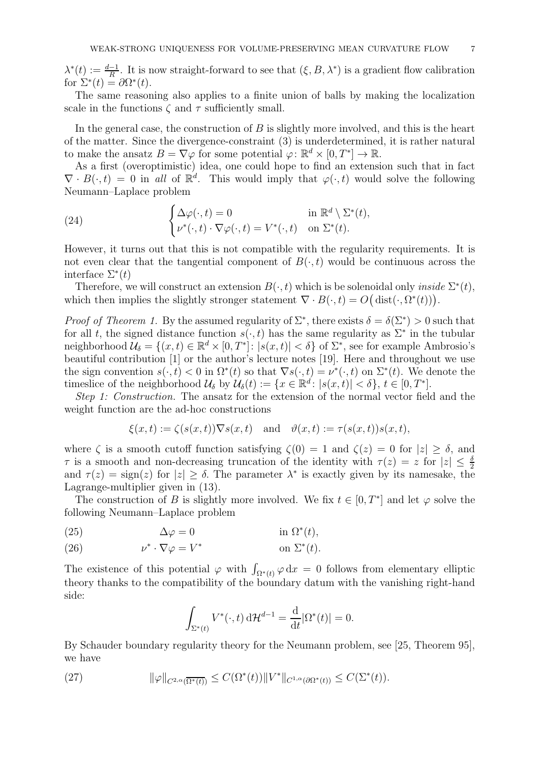$\lambda^*(t) := \frac{d-1}{R}$. It is now straight-forward to see that $(\xi, B, \lambda^*)$ is a gradient flow calibration for $\Sigma^*(t) = \partial\Omega^*(t)$.

The same reasoning also applies to a finite union of balls by making the localization scale in the functions $\zeta$ and $\tau$ sufficiently small.

In the general case, the construction of $B$ is slightly more involved, and this is the heart of the matter. Since the divergence-constraint (3) is underdetermined, it is rather natural to make the ansatz $B = \nabla\varphi$ for some potential $\varphi\colon \mathbb{R}^d \times [0, T^*] \to \mathbb{R}$.

As a first (overoptimistic) idea, one could hope to find an extension such that in fact $\nabla \cdot B(\cdot, t) = 0$ in *all* of $\mathbb{R}^d$. This would imply that $\varphi(\cdot, t)$ would solve the following Neumann–Laplace problem

$$
\begin{cases} \Delta\varphi(\cdot, t) = 0 & \text{in } \mathbb{R}^d \setminus \Sigma^*(t), \\ \nu^*(\cdot, t) \cdot \nabla\varphi(\cdot, t) = V^*(\cdot, t) & \text{on } \Sigma^*(t). \end{cases} \tag{24}
$$

However, it turns out that this is not compatible with the regularity requirements. It is not even clear that the tangential component of $B(\cdot, t)$ would be continuous across the interface $\Sigma^*(t)$

Therefore, we will construct an extension $B(\cdot, t)$ which is be solenoidal only *inside* $\Sigma^*(t)$, which then implies the slightly stronger statement $\nabla \cdot B(\cdot, t) = O\big(\operatorname{dist}(\cdot, \Omega^*(t))\big)$.

*Proof of Theorem 1.* By the assumed regularity of $\Sigma^*$, there exists $\delta = \delta(\Sigma^*) > 0$ such that for all $t$, the signed distance function $s(\cdot, t)$ has the same regularity as $\Sigma^*$ in the tubular neighborhood $\mathcal{U}_\delta = \{(x, t) \in \mathbb{R}^d \times [0, T^*] \colon |s(x, t)| < \delta\}$ of $\Sigma^*$, see for example Ambrosio's beautiful contribution [1] or the author's lecture notes [19]. Here and throughout we use the sign convention $s(\cdot, t) < 0$ in $\Omega^*(t)$ so that $\nabla s(\cdot, t) = \nu^*(\cdot, t)$ on $\Sigma^*(t)$. We denote the timeslice of the neighborhood $\mathcal{U}_\delta$ by $\mathcal{U}_\delta(t) := \{x \in \mathbb{R}^d \colon |s(x, t)| < \delta\}$, $t \in [0, T^*]$.

*Step 1: Construction.* The ansatz for the extension of the normal vector field and the weight function are the ad-hoc constructions

$$
\xi(x, t) := \zeta(s(x, t))\nabla s(x, t) \quad \text{and} \quad \vartheta(x, t) := \tau(s(x, t))s(x, t),
$$

where $\zeta$ is a smooth cutoff function satisfying $\zeta(0) = 1$ and $\zeta(z) = 0$ for $|z| \geq \delta$, and $\tau$ is a smooth and non-decreasing truncation of the identity with $\tau(z) = z$ for $|z| \leq \frac{\delta}{2}$ and $\tau(z) = \operatorname{sign}(z)$ for $|z| \geq \delta$. The parameter $\lambda^*$ is exactly given by its namesake, the Lagrange-multiplier given in (13).

The construction of $B$ is slightly more involved. We fix $t \in [0, T^*]$ and let $\varphi$ solve the following Neumann–Laplace problem

$$
\Delta\varphi = 0 \qquad \text{in } \Omega^*(t), \tag{25}
$$

$$
\nu^* \cdot \nabla\varphi = V^* \qquad \text{on } \Sigma^*(t). \tag{26}
$$

The existence of this potential $\varphi$ with $\int_{\Omega^*(t)} \varphi \,\mathrm{d}x = 0$ follows from elementary elliptic theory thanks to the compatibility of the boundary datum with the vanishing right-hand side:

$$
\int_{\Sigma^*(t)} V^*(\cdot, t) \,\mathrm{d}\mathcal{H}^{d-1} = \frac{\mathrm{d}}{\mathrm{d}t}|\Omega^*(t)| = 0.
$$

By Schauder boundary regularity theory for the Neumann problem, see [25, Theorem 95], we have

$$
\|\varphi\|_{C^{2,\alpha}(\overline{\Omega^*(t)})} \leq C(\Omega^*(t))\|V^*\|_{C^{1,\alpha}(\partial\Omega^*(t))} \leq C(\Sigma^*(t)). \tag{27}
$$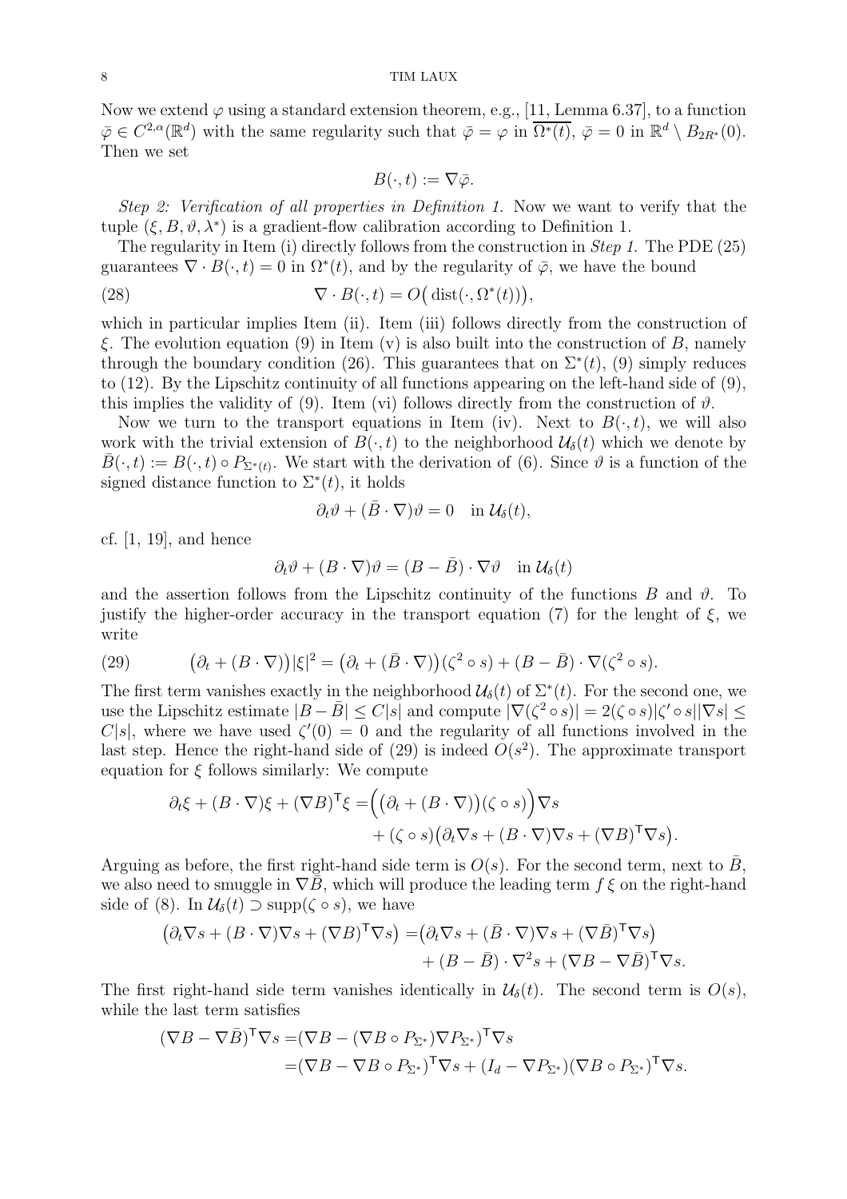Now we extend $\varphi$ using a standard extension theorem, e.g., [11, Lemma 6.37], to a function $\bar{\varphi} \in C^{2,\alpha}(\mathbb{R}^d)$ with the same regularity such that $\bar{\varphi} = \varphi$ in $\overline{\Omega^*(t)}$, $\bar{\varphi} = 0$ in $\mathbb{R}^d \setminus B_{2R^*}(0)$. Then we set

$$B(\cdot, t) := \nabla \bar{\varphi}.$$

*Step 2: Verification of all properties in Definition 1.* Now we want to verify that the tuple $(\xi, B, \vartheta, \lambda^*)$ is a gradient-flow calibration according to Definition 1.

The regularity in Item (i) directly follows from the construction in *Step 1.* The PDE (25) guarantees $\nabla \cdot B(\cdot, t) = 0$ in $\Omega^*(t)$, and by the regularity of $\bar{\varphi}$, we have the bound

$$\nabla \cdot B(\cdot, t) = O\big(\operatorname{dist}(\cdot, \Omega^*(t))\big), \tag{28}$$

which in particular implies Item (ii). Item (iii) follows directly from the construction of $\xi$. The evolution equation (9) in Item (v) is also built into the construction of $B$, namely through the boundary condition (26). This guarantees that on $\Sigma^*(t)$, (9) simply reduces to (12). By the Lipschitz continuity of all functions appearing on the left-hand side of (9), this implies the validity of (9). Item (vi) follows directly from the construction of $\vartheta$.

Now we turn to the transport equations in Item (iv). Next to $B(\cdot, t)$, we will also work with the trivial extension of $B(\cdot, t)$ to the neighborhood $\mathcal{U}_\delta(t)$ which we denote by $\bar{B}(\cdot, t) := B(\cdot, t) \circ P_{\Sigma^*(t)}$. We start with the derivation of (6). Since $\vartheta$ is a function of the signed distance function to $\Sigma^*(t)$, it holds

$$\partial_t \vartheta + (\bar{B} \cdot \nabla)\vartheta = 0 \quad \text{in } \mathcal{U}_\delta(t),$$

cf. [1, 19], and hence

$$\partial_t \vartheta + (B \cdot \nabla)\vartheta = (B - \bar{B}) \cdot \nabla \vartheta \quad \text{in } \mathcal{U}_\delta(t)$$

and the assertion follows from the Lipschitz continuity of the functions $B$ and $\vartheta$. To justify the higher-order accuracy in the transport equation (7) for the lenght of $\xi$, we write

$$\big(\partial_t + (B \cdot \nabla)\big)|\xi|^2 = \big(\partial_t + (\bar{B} \cdot \nabla)\big)(\zeta^2 \circ s) + (B - \bar{B}) \cdot \nabla(\zeta^2 \circ s). \tag{29}$$

The first term vanishes exactly in the neighborhood $\mathcal{U}_\delta(t)$ of $\Sigma^*(t)$. For the second one, we use the Lipschitz estimate $|B - \bar{B}| \leq C|s|$ and compute $|\nabla(\zeta^2 \circ s)| = 2(\zeta \circ s)|\zeta' \circ s||\nabla s| \leq C|s|$, where we have used $\zeta'(0) = 0$ and the regularity of all functions involved in the last step. Hence the right-hand side of (29) is indeed $O(s^2)$. The approximate transport equation for $\xi$ follows similarly: We compute

$$\begin{aligned}
\partial_t \xi + (B \cdot \nabla)\xi + (\nabla B)^{\mathsf{T}} \xi =& \Big(\big(\partial_t + (B \cdot \nabla)\big)(\zeta \circ s)\Big)\nabla s \\
&+ (\zeta \circ s)\big(\partial_t \nabla s + (B \cdot \nabla)\nabla s + (\nabla B)^{\mathsf{T}} \nabla s\big).
\end{aligned}$$

Arguing as before, the first right-hand side term is $O(s)$. For the second term, next to $\bar{B}$, we also need to smuggle in $\nabla \bar{B}$, which will produce the leading term $f\,\xi$ on the right-hand side of (8). In $\mathcal{U}_\delta(t) \supset \operatorname{supp}(\zeta \circ s)$, we have

$$\begin{aligned}
\big(\partial_t \nabla s + (B \cdot \nabla)\nabla s + (\nabla B)^{\mathsf{T}} \nabla s\big) =& \big(\partial_t \nabla s + (\bar{B} \cdot \nabla)\nabla s + (\nabla \bar{B})^{\mathsf{T}} \nabla s\big) \\
&+ (B - \bar{B}) \cdot \nabla^2 s + (\nabla B - \nabla \bar{B})^{\mathsf{T}} \nabla s.
\end{aligned}$$

The first right-hand side term vanishes identically in $\mathcal{U}_\delta(t)$. The second term is $O(s)$, while the last term satisfies

$$\begin{aligned}
(\nabla B - \nabla \bar{B})^{\mathsf{T}} \nabla s =& (\nabla B - (\nabla B \circ P_{\Sigma^*})\nabla P_{\Sigma^*})^{\mathsf{T}} \nabla s \\
=& (\nabla B - \nabla B \circ P_{\Sigma^*})^{\mathsf{T}} \nabla s + (I_d - \nabla P_{\Sigma^*})(\nabla B \circ P_{\Sigma^*})^{\mathsf{T}} \nabla s.
\end{aligned}$$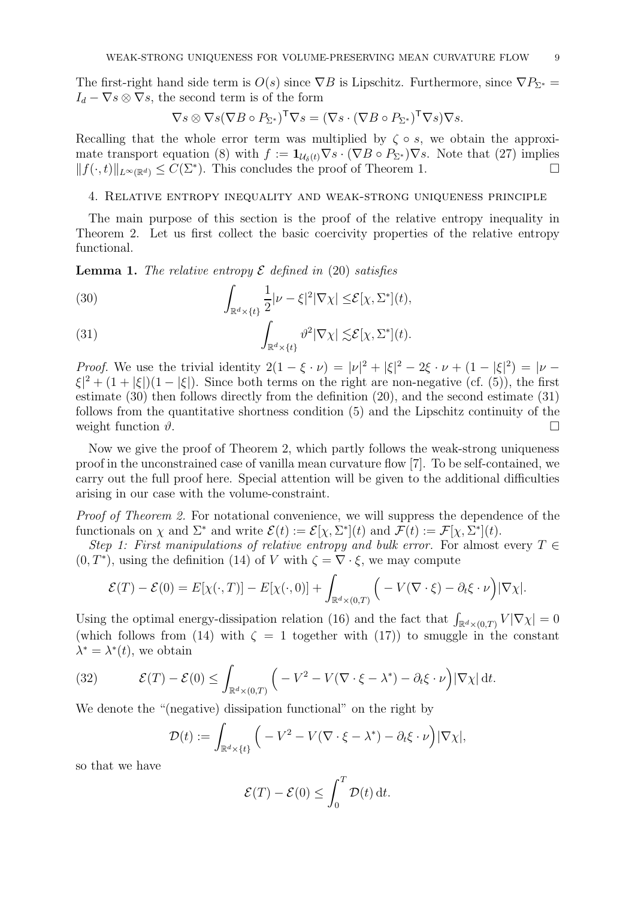The first-right hand side term is $O(s)$ since $\nabla B$ is Lipschitz. Furthermore, since $\nabla P_{\Sigma^*} = I_d - \nabla s \otimes \nabla s$, the second term is of the form

$$\nabla s \otimes \nabla s(\nabla B \circ P_{\Sigma^*})^{\mathsf{T}} \nabla s = (\nabla s \cdot (\nabla B \circ P_{\Sigma^*})^{\mathsf{T}} \nabla s) \nabla s.$$

Recalling that the whole error term was multiplied by $\zeta \circ s$, we obtain the approximate transport equation (8) with $f := \mathbf{1}_{\mathcal{U}_\delta(t)} \nabla s \cdot (\nabla B \circ P_{\Sigma^*}) \nabla s$. Note that (27) implies $\|f(\cdot,t)\|_{L^\infty(\mathbb{R}^d)} \leq C(\Sigma^*)$. This concludes the proof of Theorem 1. □

## 4. Relative entropy inequality and weak-strong uniqueness principle

The main purpose of this section is the proof of the relative entropy inequality in Theorem 2. Let us first collect the basic coercivity properties of the relative entropy functional.

**Lemma 1.** *The relative entropy $\mathcal{E}$ defined in (20) satisfies*

$$\int_{\mathbb{R}^d \times \{t\}} \frac{1}{2} |\nu - \xi|^2 |\nabla \chi| \leq \mathcal{E}[\chi, \Sigma^*](t), \tag{30}$$

$$\int_{\mathbb{R}^d \times \{t\}} \vartheta^2 |\nabla \chi| \lesssim \mathcal{E}[\chi, \Sigma^*](t). \tag{31}$$

*Proof.* We use the trivial identity $2(1 - \xi \cdot \nu) = |\nu|^2 + |\xi|^2 - 2\xi \cdot \nu + (1 - |\xi|^2) = |\nu - \xi|^2 + (1 + |\xi|)(1 - |\xi|)$. Since both terms on the right are non-negative (cf. (5)), the first estimate (30) then follows directly from the definition (20), and the second estimate (31) follows from the quantitative shortness condition (5) and the Lipschitz continuity of the weight function $\vartheta$. □

Now we give the proof of Theorem 2, which partly follows the weak-strong uniqueness proof in the unconstrained case of vanilla mean curvature flow [7]. To be self-contained, we carry out the full proof here. Special attention will be given to the additional difficulties arising in our case with the volume-constraint.

*Proof of Theorem 2.* For notational convenience, we will suppress the dependence of the functionals on $\chi$ and $\Sigma^*$ and write $\mathcal{E}(t) := \mathcal{E}[\chi, \Sigma^*](t)$ and $\mathcal{F}(t) := \mathcal{F}[\chi, \Sigma^*](t)$.

*Step 1: First manipulations of relative entropy and bulk error.* For almost every $T \in (0, T^*)$, using the definition (14) of $V$ with $\zeta = \nabla \cdot \xi$, we may compute

$$\mathcal{E}(T) - \mathcal{E}(0) = E[\chi(\cdot, T)] - E[\chi(\cdot, 0)] + \int_{\mathbb{R}^d \times (0,T)} \Big( -V(\nabla \cdot \xi) - \partial_t \xi \cdot \nu \Big) |\nabla \chi|.$$

Using the optimal energy-dissipation relation (16) and the fact that $\int_{\mathbb{R}^d \times (0,T)} V |\nabla \chi| = 0$ (which follows from (14) with $\zeta = 1$ together with (17)) to smuggle in the constant $\lambda^* = \lambda^*(t)$, we obtain

$$\mathcal{E}(T) - \mathcal{E}(0) \leq \int_{\mathbb{R}^d \times (0,T)} \Big( -V^2 - V(\nabla \cdot \xi - \lambda^*) - \partial_t \xi \cdot \nu \Big) |\nabla \chi| \, \mathrm{d}t. \tag{32}$$

We denote the "(negative) dissipation functional" on the right by

$$\mathcal{D}(t) := \int_{\mathbb{R}^d \times \{t\}} \Big( -V^2 - V(\nabla \cdot \xi - \lambda^*) - \partial_t \xi \cdot \nu \Big) |\nabla \chi|,$$

so that we have

$$\mathcal{E}(T) - \mathcal{E}(0) \leq \int_0^T \mathcal{D}(t) \, \mathrm{d}t.$$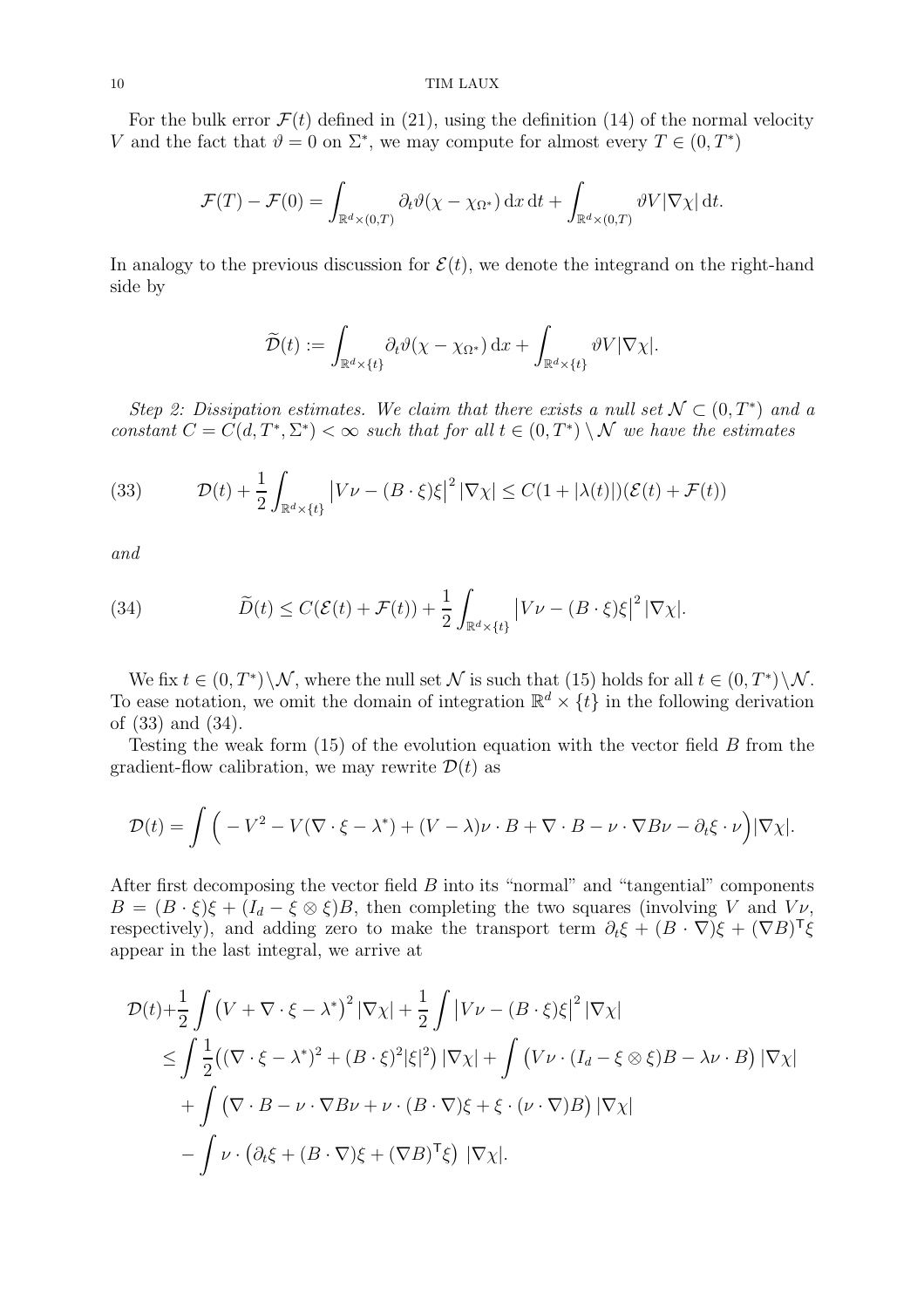For the bulk error $\mathcal{F}(t)$ defined in (21), using the definition (14) of the normal velocity $V$ and the fact that $\vartheta = 0$ on $\Sigma^*$, we may compute for almost every $T \in (0, T^*)$

$$\mathcal{F}(T) - \mathcal{F}(0) = \int_{\mathbb{R}^d \times (0,T)} \partial_t \vartheta (\chi - \chi_{\Omega^*}) \,\mathrm{d}x \,\mathrm{d}t + \int_{\mathbb{R}^d \times (0,T)} \vartheta V |\nabla \chi| \,\mathrm{d}t.$$

In analogy to the previous discussion for $\mathcal{E}(t)$, we denote the integrand on the right-hand side by

$$\widetilde{\mathcal{D}}(t) := \int_{\mathbb{R}^d \times \{t\}} \partial_t \vartheta (\chi - \chi_{\Omega^*}) \,\mathrm{d}x + \int_{\mathbb{R}^d \times \{t\}} \vartheta V |\nabla \chi|.$$

*Step 2: Dissipation estimates. We claim that there exists a null set $\mathcal{N} \subset (0, T^*)$ and a constant $C = C(d, T^*, \Sigma^*) < \infty$ such that for all $t \in (0, T^*) \setminus \mathcal{N}$ we have the estimates*

$$\mathcal{D}(t) + \frac{1}{2} \int_{\mathbb{R}^d \times \{t\}} \left| V\nu - (B \cdot \xi)\xi \right|^2 |\nabla \chi| \leq C(1 + |\lambda(t)|)(\mathcal{E}(t) + \mathcal{F}(t)) \tag{33}$$

*and*

$$\widetilde{D}(t) \leq C(\mathcal{E}(t) + \mathcal{F}(t)) + \frac{1}{2} \int_{\mathbb{R}^d \times \{t\}} \left| V\nu - (B \cdot \xi)\xi \right|^2 |\nabla \chi|. \tag{34}$$

We fix $t \in (0, T^*) \setminus \mathcal{N}$, where the null set $\mathcal{N}$ is such that (15) holds for all $t \in (0, T^*) \setminus \mathcal{N}$. To ease notation, we omit the domain of integration $\mathbb{R}^d \times \{t\}$ in the following derivation of (33) and (34).

Testing the weak form (15) of the evolution equation with the vector field $B$ from the gradient-flow calibration, we may rewrite $\mathcal{D}(t)$ as

$$\mathcal{D}(t) = \int \Big( -V^2 - V(\nabla \cdot \xi - \lambda^*) + (V - \lambda)\nu \cdot B + \nabla \cdot B - \nu \cdot \nabla B \nu - \partial_t \xi \cdot \nu \Big) |\nabla \chi|.$$

After first decomposing the vector field $B$ into its "normal" and "tangential" components $B = (B \cdot \xi)\xi + (I_d - \xi \otimes \xi)B$, then completing the two squares (involving $V$ and $V\nu$, respectively), and adding zero to make the transport term $\partial_t \xi + (B \cdot \nabla)\xi + (\nabla B)^{\mathsf{T}} \xi$ appear in the last integral, we arrive at

$$\begin{aligned}
\mathcal{D}(t) &+ \frac{1}{2} \int \left( V + \nabla \cdot \xi - \lambda^* \right)^2 |\nabla \chi| + \frac{1}{2} \int \left| V\nu - (B \cdot \xi)\xi \right|^2 |\nabla \chi| \\
&\leq \int \frac{1}{2} \big( (\nabla \cdot \xi - \lambda^*)^2 + (B \cdot \xi)^2 |\xi|^2 \big) |\nabla \chi| + \int \big( V\nu \cdot (I_d - \xi \otimes \xi)B - \lambda \nu \cdot B \big) |\nabla \chi| \\
&\quad + \int \big( \nabla \cdot B - \nu \cdot \nabla B \nu + \nu \cdot (B \cdot \nabla)\xi + \xi \cdot (\nu \cdot \nabla)B \big) |\nabla \chi| \\
&\quad - \int \nu \cdot \big( \partial_t \xi + (B \cdot \nabla)\xi + (\nabla B)^{\mathsf{T}} \xi \big) \, |\nabla \chi|.
\end{aligned}$$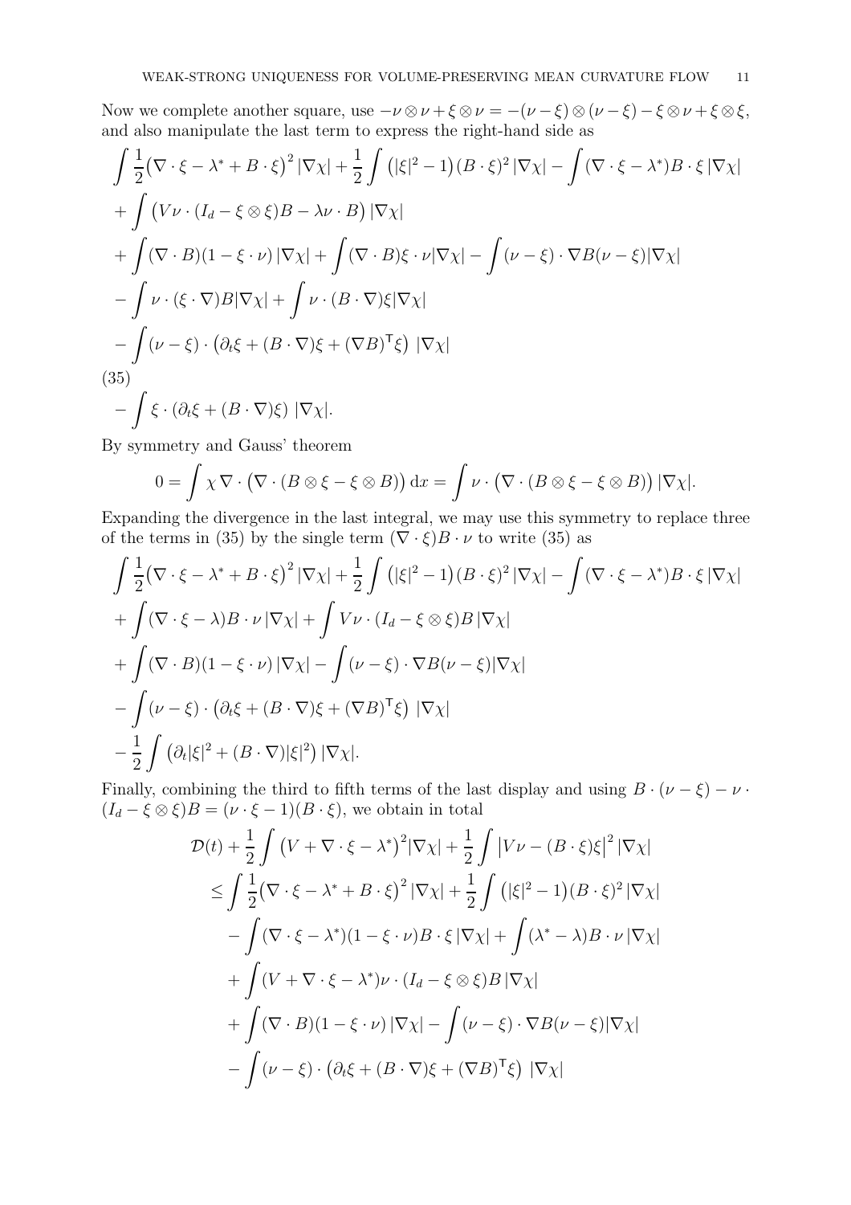Now we complete another square, use $-\nu \otimes \nu + \xi \otimes \nu = -(\nu - \xi) \otimes (\nu - \xi) - \xi \otimes \nu + \xi \otimes \xi$, and also manipulate the last term to express the right-hand side as

$$
\begin{aligned}
&\int \frac{1}{2}\big(\nabla \cdot \xi - \lambda^* + B \cdot \xi\big)^2 \,|\nabla \chi| + \frac{1}{2}\int \big(|\xi|^2 - 1\big)(B \cdot \xi)^2 \,|\nabla \chi| - \int (\nabla \cdot \xi - \lambda^*) B \cdot \xi \,|\nabla \chi| \\
&+ \int \big(V\nu \cdot (I_d - \xi \otimes \xi) B - \lambda \nu \cdot B\big) \,|\nabla \chi| \\
&+ \int (\nabla \cdot B)(1 - \xi \cdot \nu) \,|\nabla \chi| + \int (\nabla \cdot B) \xi \cdot \nu |\nabla \chi| - \int (\nu - \xi) \cdot \nabla B (\nu - \xi) |\nabla \chi| \\
&- \int \nu \cdot (\xi \cdot \nabla) B |\nabla \chi| + \int \nu \cdot (B \cdot \nabla) \xi |\nabla \chi| \\
&- \int (\nu - \xi) \cdot \big(\partial_t \xi + (B \cdot \nabla) \xi + (\nabla B)^{\mathsf{T}} \xi\big) \,|\nabla \chi| \\
&- \int \xi \cdot \big(\partial_t \xi + (B \cdot \nabla) \xi\big) \,|\nabla \chi|.
\end{aligned} \tag{35}
$$

By symmetry and Gauss' theorem

$$
0 = \int \chi \, \nabla \cdot \big(\nabla \cdot (B \otimes \xi - \xi \otimes B)\big) \,\mathrm{d}x = \int \nu \cdot \big(\nabla \cdot (B \otimes \xi - \xi \otimes B)\big) \,|\nabla \chi|.
$$

Expanding the divergence in the last integral, we may use this symmetry to replace three of the terms in (35) by the single term $(\nabla \cdot \xi) B \cdot \nu$ to write (35) as

$$
\begin{aligned}
&\int \frac{1}{2}\big(\nabla \cdot \xi - \lambda^* + B \cdot \xi\big)^2 \,|\nabla \chi| + \frac{1}{2}\int \big(|\xi|^2 - 1\big)(B \cdot \xi)^2 \,|\nabla \chi| - \int (\nabla \cdot \xi - \lambda^*) B \cdot \xi \,|\nabla \chi| \\
&+ \int (\nabla \cdot \xi - \lambda) B \cdot \nu \,|\nabla \chi| + \int V \nu \cdot (I_d - \xi \otimes \xi) B \,|\nabla \chi| \\
&+ \int (\nabla \cdot B)(1 - \xi \cdot \nu) \,|\nabla \chi| - \int (\nu - \xi) \cdot \nabla B (\nu - \xi) |\nabla \chi| \\
&- \int (\nu - \xi) \cdot \big(\partial_t \xi + (B \cdot \nabla) \xi + (\nabla B)^{\mathsf{T}} \xi\big) \,|\nabla \chi| \\
&- \frac{1}{2}\int \big(\partial_t |\xi|^2 + (B \cdot \nabla) |\xi|^2\big) \,|\nabla \chi|.
\end{aligned}
$$

Finally, combining the third to fifth terms of the last display and using $B \cdot (\nu - \xi) - \nu \cdot (I_d - \xi \otimes \xi) B = (\nu \cdot \xi - 1)(B \cdot \xi)$, we obtain in total

$$
\begin{aligned}
\mathcal{D}(t) &+ \frac{1}{2}\int \big(V + \nabla \cdot \xi - \lambda^*\big)^2 |\nabla \chi| + \frac{1}{2}\int \big|V\nu - (B \cdot \xi)\xi\big|^2 \,|\nabla \chi| \\
&\leq \int \frac{1}{2}\big(\nabla \cdot \xi - \lambda^* + B \cdot \xi\big)^2 \,|\nabla \chi| + \frac{1}{2}\int \big(|\xi|^2 - 1\big)(B \cdot \xi)^2 \,|\nabla \chi| \\
&\quad - \int (\nabla \cdot \xi - \lambda^*)(1 - \xi \cdot \nu) B \cdot \xi \,|\nabla \chi| + \int (\lambda^* - \lambda) B \cdot \nu \,|\nabla \chi| \\
&\quad + \int (V + \nabla \cdot \xi - \lambda^*) \nu \cdot (I_d - \xi \otimes \xi) B \,|\nabla \chi| \\
&\quad + \int (\nabla \cdot B)(1 - \xi \cdot \nu) \,|\nabla \chi| - \int (\nu - \xi) \cdot \nabla B (\nu - \xi) |\nabla \chi| \\
&\quad - \int (\nu - \xi) \cdot \big(\partial_t \xi + (B \cdot \nabla) \xi + (\nabla B)^{\mathsf{T}} \xi\big) \,|\nabla \chi|
\end{aligned}
$$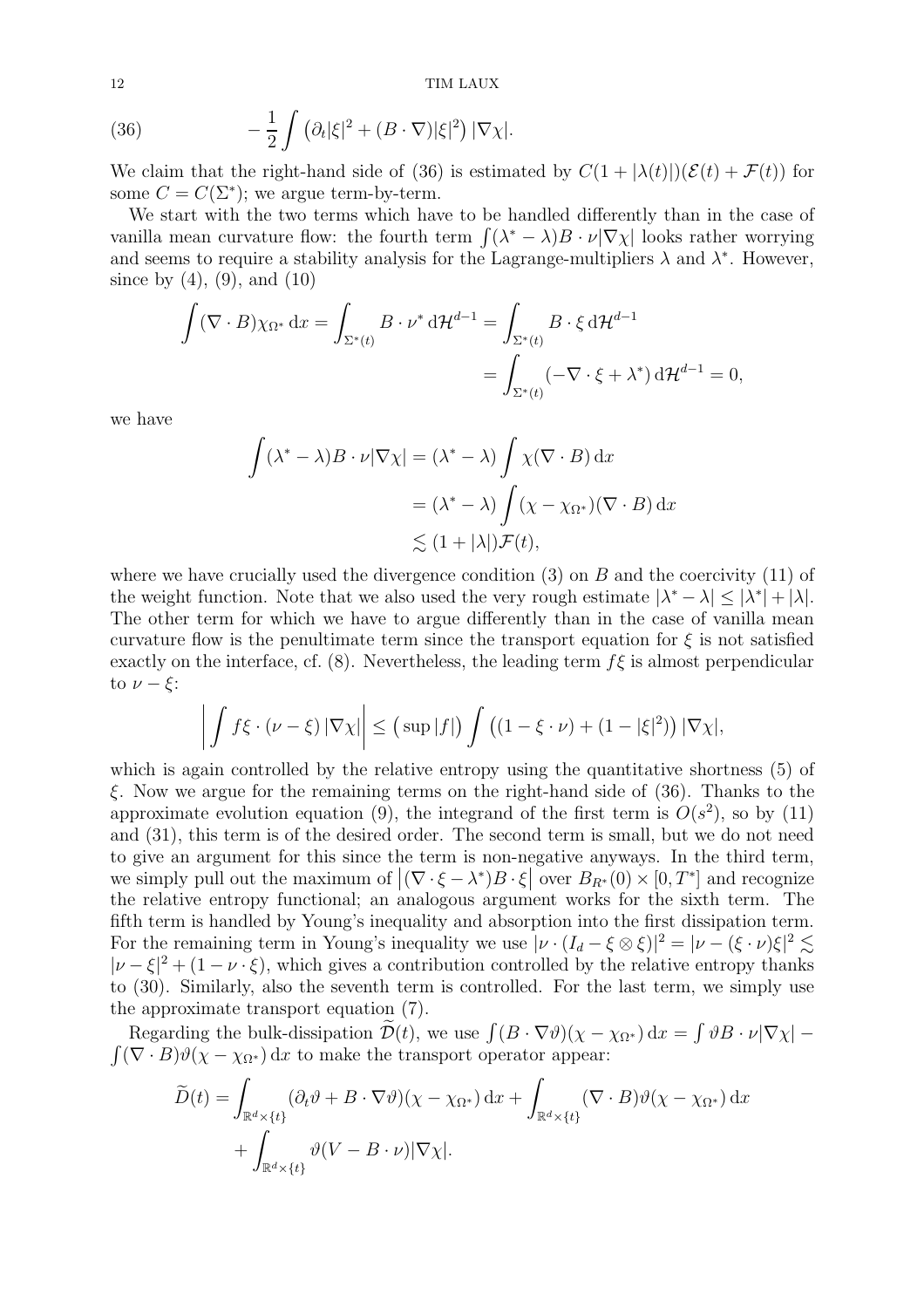$$-\frac{1}{2}\int \left(\partial_t|\xi|^2 + (B\cdot\nabla)|\xi|^2\right)|\nabla\chi|. \tag{36}$$

We claim that the right-hand side of (36) is estimated by $C(1+|\lambda(t)|)(\mathcal{E}(t)+\mathcal{F}(t))$ for some $C = C(\Sigma^*)$; we argue term-by-term.

We start with the two terms which have to be handled differently than in the case of vanilla mean curvature flow: the fourth term $\int(\lambda^*-\lambda)B\cdot\nu|\nabla\chi|$ looks rather worrying and seems to require a stability analysis for the Lagrange-multipliers $\lambda$ and $\lambda^*$. However, since by (4), (9), and (10)

$$\begin{aligned}\int(\nabla\cdot B)\chi_{\Omega^*}\,\mathrm{d}x = \int_{\Sigma^*(t)} B\cdot\nu^*\,\mathrm{d}\mathcal{H}^{d-1} &= \int_{\Sigma^*(t)} B\cdot\xi\,\mathrm{d}\mathcal{H}^{d-1}\\ &= \int_{\Sigma^*(t)}(-\nabla\cdot\xi+\lambda^*)\,\mathrm{d}\mathcal{H}^{d-1} = 0,\end{aligned}$$

we have

$$\begin{aligned}\int(\lambda^*-\lambda)B\cdot\nu|\nabla\chi| &= (\lambda^*-\lambda)\int\chi(\nabla\cdot B)\,\mathrm{d}x\\ &= (\lambda^*-\lambda)\int(\chi-\chi_{\Omega^*})(\nabla\cdot B)\,\mathrm{d}x\\ &\lesssim (1+|\lambda|)\mathcal{F}(t),\end{aligned}$$

where we have crucially used the divergence condition (3) on $B$ and the coercivity (11) of the weight function. Note that we also used the very rough estimate $|\lambda^*-\lambda|\le|\lambda^*|+|\lambda|$. The other term for which we have to argue differently than in the case of vanilla mean curvature flow is the penultimate term since the transport equation for $\xi$ is not satisfied exactly on the interface, cf. (8). Nevertheless, the leading term $f\xi$ is almost perpendicular to $\nu-\xi$:

$$\left|\int f\xi\cdot(\nu-\xi)\,|\nabla\chi|\right| \le \left(\sup|f|\right)\int\left((1-\xi\cdot\nu)+(1-|\xi|^2)\right)|\nabla\chi|,$$

which is again controlled by the relative entropy using the quantitative shortness (5) of $\xi$. Now we argue for the remaining terms on the right-hand side of (36). Thanks to the approximate evolution equation (9), the integrand of the first term is $O(s^2)$, so by (11) and (31), this term is of the desired order. The second term is small, but we do not need to give an argument for this since the term is non-negative anyways. In the third term, we simply pull out the maximum of $\left|(\nabla\cdot\xi-\lambda^*)B\cdot\xi\right|$ over $B_{R^*}(0)\times[0,T^*]$ and recognize the relative entropy functional; an analogous argument works for the sixth term. The fifth term is handled by Young's inequality and absorption into the first dissipation term. For the remaining term in Young's inequality we use $|\nu\cdot(I_d-\xi\otimes\xi)|^2 = |\nu-(\xi\cdot\nu)\xi|^2 \lesssim |\nu-\xi|^2+(1-\nu\cdot\xi)$, which gives a contribution controlled by the relative entropy thanks to (30). Similarly, also the seventh term is controlled. For the last term, we simply use the approximate transport equation (7).

Regarding the bulk-dissipation $\widetilde{\mathcal{D}}(t)$, we use $\int(B\cdot\nabla\vartheta)(\chi-\chi_{\Omega^*})\,\mathrm{d}x = \int\vartheta B\cdot\nu|\nabla\chi| - \int(\nabla\cdot B)\vartheta(\chi-\chi_{\Omega^*})\,\mathrm{d}x$ to make the transport operator appear:

$$\begin{aligned}\widetilde{D}(t) = &\int_{\mathbb{R}^d\times\{t\}}(\partial_t\vartheta+B\cdot\nabla\vartheta)(\chi-\chi_{\Omega^*})\,\mathrm{d}x + \int_{\mathbb{R}^d\times\{t\}}(\nabla\cdot B)\vartheta(\chi-\chi_{\Omega^*})\,\mathrm{d}x\\ &+\int_{\mathbb{R}^d\times\{t\}}\vartheta(V-B\cdot\nu)|\nabla\chi|.\end{aligned}$$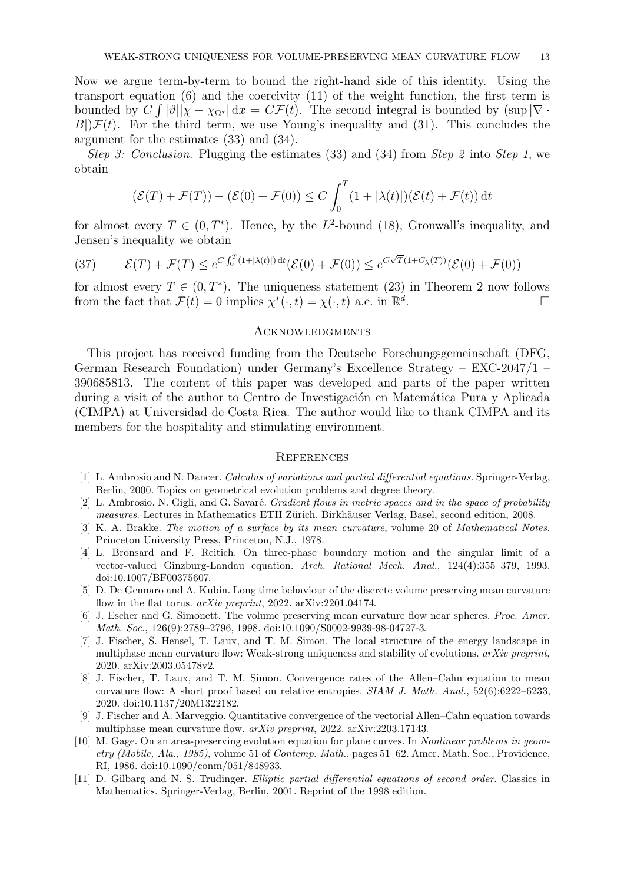Now we argue term-by-term to bound the right-hand side of this identity. Using the transport equation (6) and the coercivity (11) of the weight function, the first term is bounded by $C\int |\vartheta||\chi - \chi_{\Omega^*}|\,\mathrm{d}x = C\mathcal{F}(t)$. The second integral is bounded by $(\sup|\nabla\cdot B|)\mathcal{F}(t)$. For the third term, we use Young's inequality and (31). This concludes the argument for the estimates (33) and (34).

*Step 3: Conclusion.* Plugging the estimates (33) and (34) from *Step 2* into *Step 1*, we obtain

$$(\mathcal{E}(T) + \mathcal{F}(T)) - (\mathcal{E}(0) + \mathcal{F}(0)) \leq C\int_0^T (1 + |\lambda(t)|)(\mathcal{E}(t) + \mathcal{F}(t))\,\mathrm{d}t$$

for almost every $T \in (0, T^*)$. Hence, by the $L^2$-bound (18), Gronwall's inequality, and Jensen's inequality we obtain

$$\mathcal{E}(T) + \mathcal{F}(T) \leq e^{C\int_0^T (1+|\lambda(t)|)\,\mathrm{d}t}(\mathcal{E}(0) + \mathcal{F}(0)) \leq e^{C\sqrt{T}(1+C_\lambda(T))}(\mathcal{E}(0) + \mathcal{F}(0)) \tag{37}$$

for almost every $T \in (0, T^*)$. The uniqueness statement (23) in Theorem 2 now follows from the fact that $\mathcal{F}(t) = 0$ implies $\chi^*(\cdot, t) = \chi(\cdot, t)$ a.e. in $\mathbb{R}^d$. $\square$

## Acknowledgments

This project has received funding from the Deutsche Forschungsgemeinschaft (DFG, German Research Foundation) under Germany's Excellence Strategy – EXC-2047/1 – 390685813. The content of this paper was developed and parts of the paper written during a visit of the author to Centro de Investigación en Matemática Pura y Aplicada (CIMPA) at Universidad de Costa Rica. The author would like to thank CIMPA and its members for the hospitality and stimulating environment.

## References

[1] L. Ambrosio and N. Dancer. *Calculus of variations and partial differential equations*. Springer-Verlag, Berlin, 2000. Topics on geometrical evolution problems and degree theory.

[2] L. Ambrosio, N. Gigli, and G. Savaré. *Gradient flows in metric spaces and in the space of probability measures*. Lectures in Mathematics ETH Zürich. Birkhäuser Verlag, Basel, second edition, 2008.

[3] K. A. Brakke. *The motion of a surface by its mean curvature*, volume 20 of *Mathematical Notes*. Princeton University Press, Princeton, N.J., 1978.

[4] L. Bronsard and F. Reitich. On three-phase boundary motion and the singular limit of a vector-valued Ginzburg-Landau equation. *Arch. Rational Mech. Anal.*, 124(4):355–379, 1993. doi:10.1007/BF00375607.

[5] D. De Gennaro and A. Kubin. Long time behaviour of the discrete volume preserving mean curvature flow in the flat torus. *arXiv preprint*, 2022. arXiv:2201.04174.

[6] J. Escher and G. Simonett. The volume preserving mean curvature flow near spheres. *Proc. Amer. Math. Soc.*, 126(9):2789–2796, 1998. doi:10.1090/S0002-9939-98-04727-3.

[7] J. Fischer, S. Hensel, T. Laux, and T. M. Simon. The local structure of the energy landscape in multiphase mean curvature flow: Weak-strong uniqueness and stability of evolutions. *arXiv preprint*, 2020. arXiv:2003.05478v2.

[8] J. Fischer, T. Laux, and T. M. Simon. Convergence rates of the Allen–Cahn equation to mean curvature flow: A short proof based on relative entropies. *SIAM J. Math. Anal.*, 52(6):6222–6233, 2020. doi:10.1137/20M1322182.

[9] J. Fischer and A. Marveggio. Quantitative convergence of the vectorial Allen–Cahn equation towards multiphase mean curvature flow. *arXiv preprint*, 2022. arXiv:2203.17143.

[10] M. Gage. On an area-preserving evolution equation for plane curves. In *Nonlinear problems in geometry (Mobile, Ala., 1985)*, volume 51 of *Contemp. Math.*, pages 51–62. Amer. Math. Soc., Providence, RI, 1986. doi:10.1090/conm/051/848933.

[11] D. Gilbarg and N. S. Trudinger. *Elliptic partial differential equations of second order*. Classics in Mathematics. Springer-Verlag, Berlin, 2001. Reprint of the 1998 edition.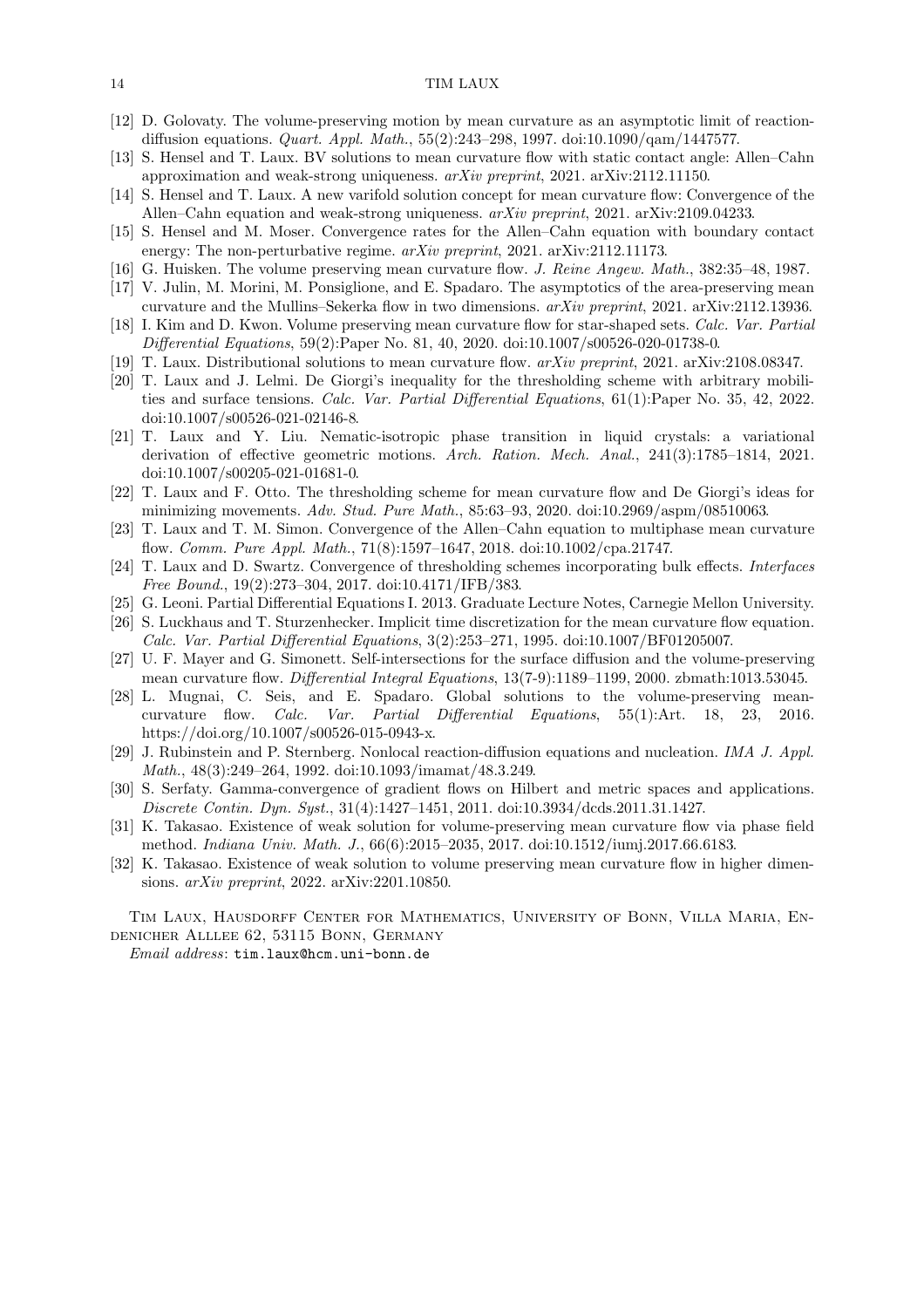[12] D. Golovaty. The volume-preserving motion by mean curvature as an asymptotic limit of reaction-diffusion equations. *Quart. Appl. Math.*, 55(2):243–298, 1997. doi:10.1090/qam/1447577.

[13] S. Hensel and T. Laux. BV solutions to mean curvature flow with static contact angle: Allen–Cahn approximation and weak-strong uniqueness. *arXiv preprint*, 2021. arXiv:2112.11150.

[14] S. Hensel and T. Laux. A new varifold solution concept for mean curvature flow: Convergence of the Allen–Cahn equation and weak-strong uniqueness. *arXiv preprint*, 2021. arXiv:2109.04233.

[15] S. Hensel and M. Moser. Convergence rates for the Allen–Cahn equation with boundary contact energy: The non-perturbative regime. *arXiv preprint*, 2021. arXiv:2112.11173.

[16] G. Huisken. The volume preserving mean curvature flow. *J. Reine Angew. Math.*, 382:35–48, 1987.

[17] V. Julin, M. Morini, M. Ponsiglione, and E. Spadaro. The asymptotics of the area-preserving mean curvature and the Mullins–Sekerka flow in two dimensions. *arXiv preprint*, 2021. arXiv:2112.13936.

[18] I. Kim and D. Kwon. Volume preserving mean curvature flow for star-shaped sets. *Calc. Var. Partial Differential Equations*, 59(2):Paper No. 81, 40, 2020. doi:10.1007/s00526-020-01738-0.

[19] T. Laux. Distributional solutions to mean curvature flow. *arXiv preprint*, 2021. arXiv:2108.08347.

[20] T. Laux and J. Lelmi. De Giorgi's inequality for the thresholding scheme with arbitrary mobilities and surface tensions. *Calc. Var. Partial Differential Equations*, 61(1):Paper No. 35, 42, 2022. doi:10.1007/s00526-021-02146-8.

[21] T. Laux and Y. Liu. Nematic-isotropic phase transition in liquid crystals: a variational derivation of effective geometric motions. *Arch. Ration. Mech. Anal.*, 241(3):1785–1814, 2021. doi:10.1007/s00205-021-01681-0.

[22] T. Laux and F. Otto. The thresholding scheme for mean curvature flow and De Giorgi's ideas for minimizing movements. *Adv. Stud. Pure Math.*, 85:63–93, 2020. doi:10.2969/aspm/08510063.

[23] T. Laux and T. M. Simon. Convergence of the Allen–Cahn equation to multiphase mean curvature flow. *Comm. Pure Appl. Math.*, 71(8):1597–1647, 2018. doi:10.1002/cpa.21747.

[24] T. Laux and D. Swartz. Convergence of thresholding schemes incorporating bulk effects. *Interfaces Free Bound.*, 19(2):273–304, 2017. doi:10.4171/IFB/383.

[25] G. Leoni. Partial Differential Equations I. 2013. Graduate Lecture Notes, Carnegie Mellon University.

[26] S. Luckhaus and T. Sturzenhecker. Implicit time discretization for the mean curvature flow equation. *Calc. Var. Partial Differential Equations*, 3(2):253–271, 1995. doi:10.1007/BF01205007.

[27] U. F. Mayer and G. Simonett. Self-intersections for the surface diffusion and the volume-preserving mean curvature flow. *Differential Integral Equations*, 13(7-9):1189–1199, 2000. zbmath:1013.53045.

[28] L. Mugnai, C. Seis, and E. Spadaro. Global solutions to the volume-preserving mean-curvature flow. *Calc. Var. Partial Differential Equations*, 55(1):Art. 18, 23, 2016. https://doi.org/10.1007/s00526-015-0943-x.

[29] J. Rubinstein and P. Sternberg. Nonlocal reaction-diffusion equations and nucleation. *IMA J. Appl. Math.*, 48(3):249–264, 1992. doi:10.1093/imamat/48.3.249.

[30] S. Serfaty. Gamma-convergence of gradient flows on Hilbert and metric spaces and applications. *Discrete Contin. Dyn. Syst.*, 31(4):1427–1451, 2011. doi:10.3934/dcds.2011.31.1427.

[31] K. Takasao. Existence of weak solution for volume-preserving mean curvature flow via phase field method. *Indiana Univ. Math. J.*, 66(6):2015–2035, 2017. doi:10.1512/iumj.2017.66.6183.

[32] K. Takasao. Existence of weak solution to volume preserving mean curvature flow in higher dimensions. *arXiv preprint*, 2022. arXiv:2201.10850.

Tim Laux, Hausdorff Center for Mathematics, University of Bonn, Villa Maria, Endenicher Alllee 62, 53115 Bonn, Germany

*Email address*: tim.laux@hcm.uni-bonn.de